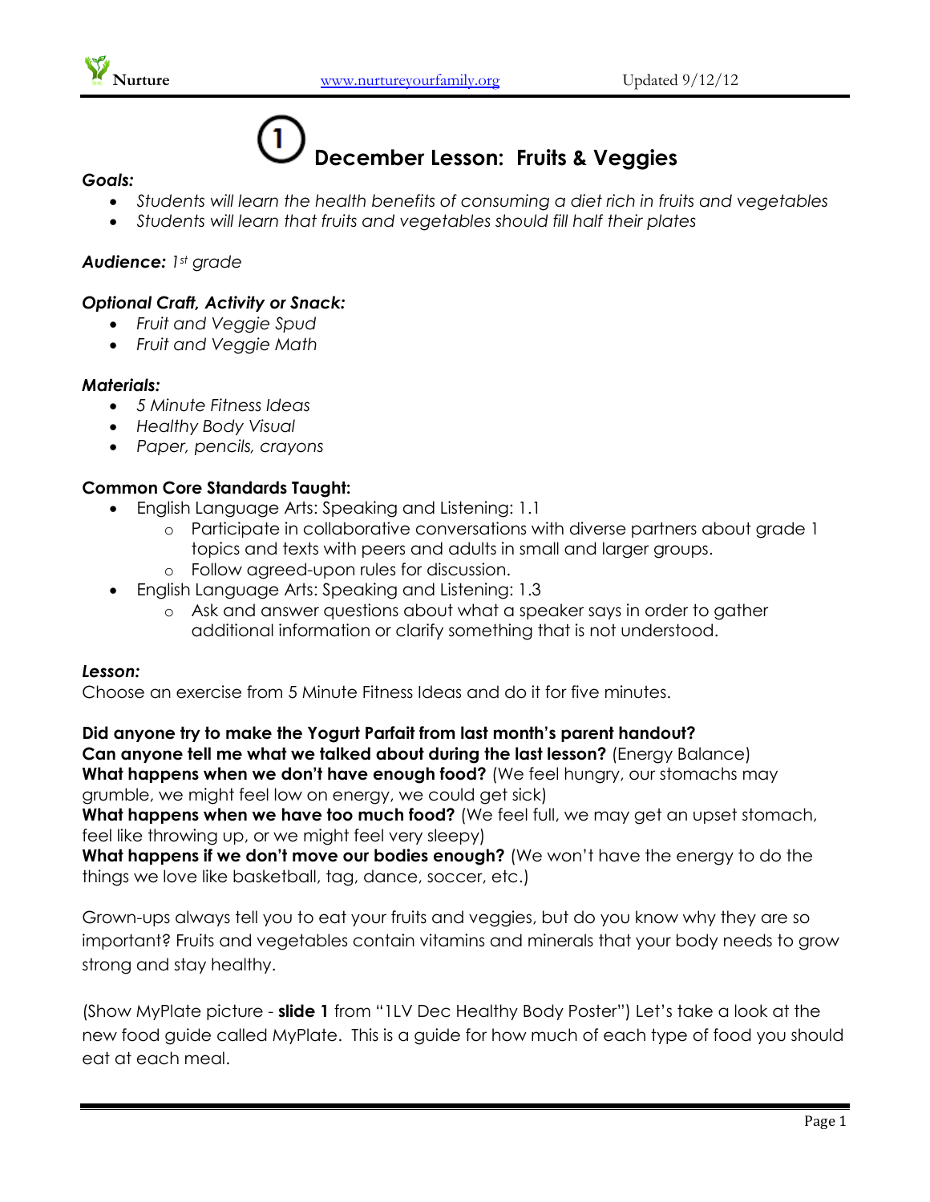# ① December Lesson: Fruits & Veggies

***Goals:***

- *Students will learn the health benefits of consuming a diet rich in fruits and vegetables*
- *Students will learn that fruits and vegetables should fill half their plates*

***Audience:*** *1st grade*

***Optional Craft, Activity or Snack:***

- *Fruit and Veggie Spud*
- *Fruit and Veggie Math*

***Materials:***

- *5 Minute Fitness Ideas*
- *Healthy Body Visual*
- *Paper, pencils, crayons*

**Common Core Standards Taught:**

- English Language Arts: Speaking and Listening: 1.1
  - Participate in collaborative conversations with diverse partners about grade 1 topics and texts with peers and adults in small and larger groups.
  - Follow agreed-upon rules for discussion.
- English Language Arts: Speaking and Listening: 1.3
  - Ask and answer questions about what a speaker says in order to gather additional information or clarify something that is not understood.

***Lesson:***

Choose an exercise from 5 Minute Fitness Ideas and do it for five minutes.

**Did anyone try to make the Yogurt Parfait from last month's parent handout?**
**Can anyone tell me what we talked about during the last lesson?** (Energy Balance)
**What happens when we don't have enough food?** (We feel hungry, our stomachs may grumble, we might feel low on energy, we could get sick)
**What happens when we have too much food?** (We feel full, we may get an upset stomach, feel like throwing up, or we might feel very sleepy)
**What happens if we don't move our bodies enough?** (We won't have the energy to do the things we love like basketball, tag, dance, soccer, etc.)

Grown-ups always tell you to eat your fruits and veggies, but do you know why they are so important? Fruits and vegetables contain vitamins and minerals that your body needs to grow strong and stay healthy.

(Show MyPlate picture - **slide 1** from "1LV Dec Healthy Body Poster") Let's take a look at the new food guide called MyPlate. This is a guide for how much of each type of food you should eat at each meal.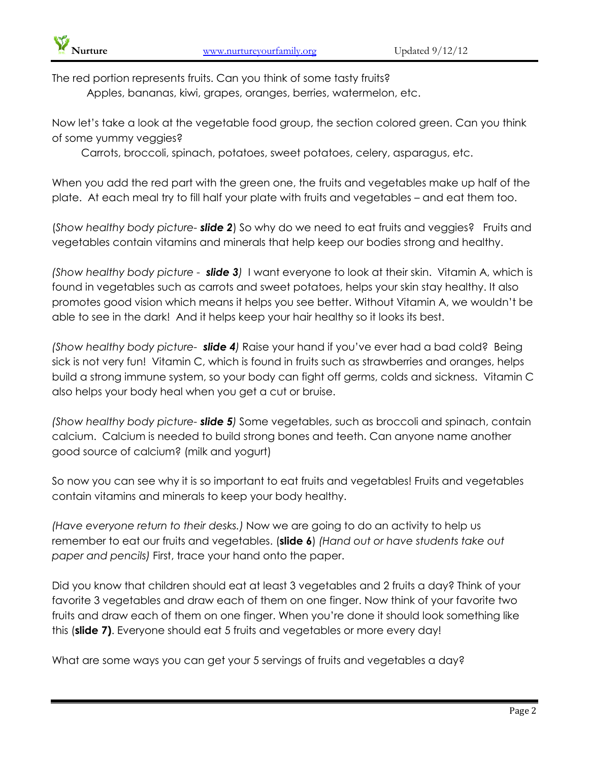The red portion represents fruits. Can you think of some tasty fruits?

Apples, bananas, kiwi, grapes, oranges, berries, watermelon, etc.

Now let's take a look at the vegetable food group, the section colored green. Can you think of some yummy veggies?

Carrots, broccoli, spinach, potatoes, sweet potatoes, celery, asparagus, etc.

When you add the red part with the green one, the fruits and vegetables make up half of the plate. At each meal try to fill half your plate with fruits and vegetables – and eat them too.

(*Show healthy body picture- **slide 2***) So why do we need to eat fruits and veggies? Fruits and vegetables contain vitamins and minerals that help keep our bodies strong and healthy.

*(Show healthy body picture - **slide 3**)* I want everyone to look at their skin. Vitamin A, which is found in vegetables such as carrots and sweet potatoes, helps your skin stay healthy. It also promotes good vision which means it helps you see better. Without Vitamin A, we wouldn't be able to see in the dark! And it helps keep your hair healthy so it looks its best.

*(Show healthy body picture- **slide 4**)* Raise your hand if you've ever had a bad cold? Being sick is not very fun! Vitamin C, which is found in fruits such as strawberries and oranges, helps build a strong immune system, so your body can fight off germs, colds and sickness. Vitamin C also helps your body heal when you get a cut or bruise.

*(Show healthy body picture- **slide 5**)* Some vegetables, such as broccoli and spinach, contain calcium. Calcium is needed to build strong bones and teeth. Can anyone name another good source of calcium? (milk and yogurt)

So now you can see why it is so important to eat fruits and vegetables! Fruits and vegetables contain vitamins and minerals to keep your body healthy.

*(Have everyone return to their desks.)* Now we are going to do an activity to help us remember to eat our fruits and vegetables. (**slide 6**) *(Hand out or have students take out paper and pencils)* First, trace your hand onto the paper.

Did you know that children should eat at least 3 vegetables and 2 fruits a day? Think of your favorite 3 vegetables and draw each of them on one finger. Now think of your favorite two fruits and draw each of them on one finger. When you're done it should look something like this (**slide 7)**. Everyone should eat 5 fruits and vegetables or more every day!

What are some ways you can get your 5 servings of fruits and vegetables a day?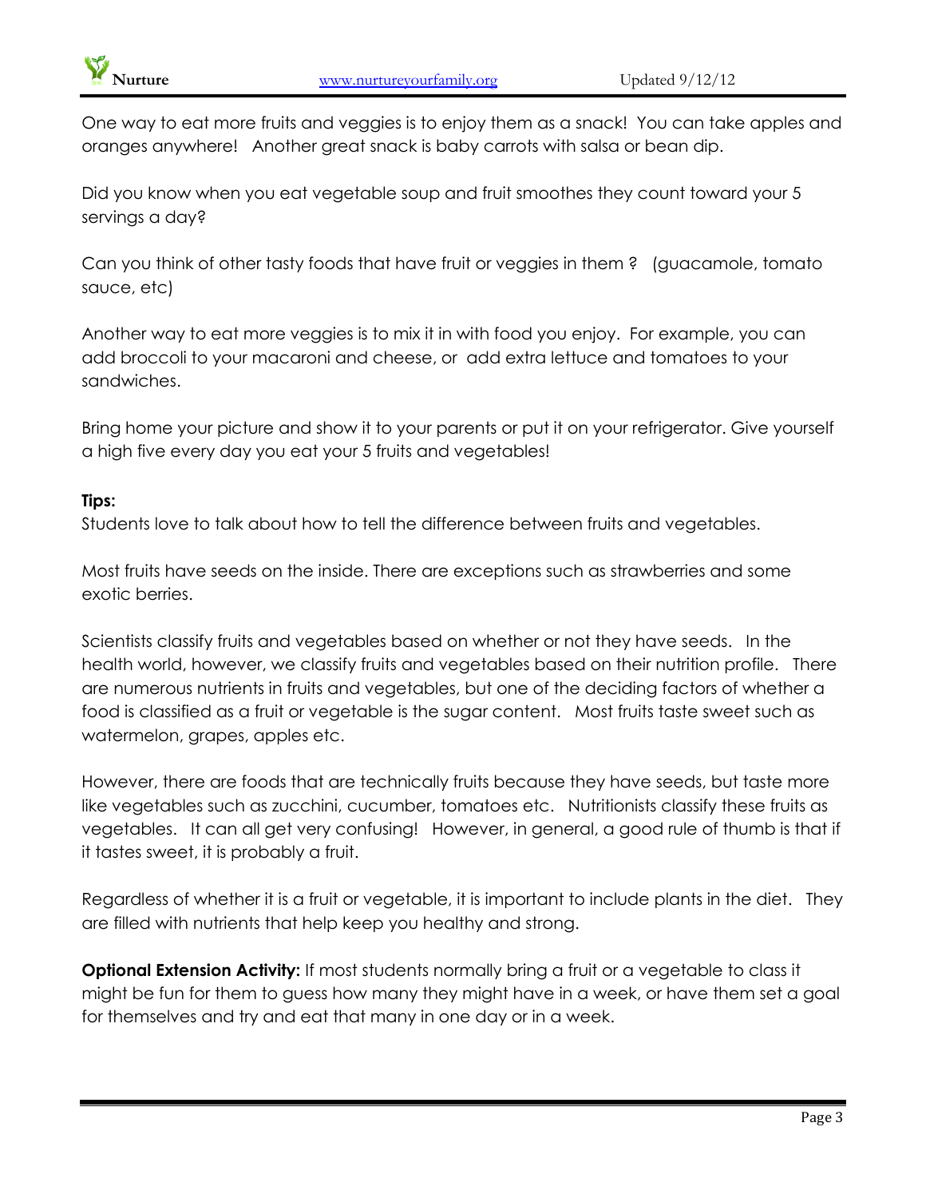One way to eat more fruits and veggies is to enjoy them as a snack! You can take apples and oranges anywhere! Another great snack is baby carrots with salsa or bean dip.

Did you know when you eat vegetable soup and fruit smoothes they count toward your 5 servings a day?

Can you think of other tasty foods that have fruit or veggies in them ? (guacamole, tomato sauce, etc)

Another way to eat more veggies is to mix it in with food you enjoy. For example, you can add broccoli to your macaroni and cheese, or add extra lettuce and tomatoes to your sandwiches.

Bring home your picture and show it to your parents or put it on your refrigerator. Give yourself a high five every day you eat your 5 fruits and vegetables!

**Tips:**

Students love to talk about how to tell the difference between fruits and vegetables.

Most fruits have seeds on the inside. There are exceptions such as strawberries and some exotic berries.

Scientists classify fruits and vegetables based on whether or not they have seeds. In the health world, however, we classify fruits and vegetables based on their nutrition profile. There are numerous nutrients in fruits and vegetables, but one of the deciding factors of whether a food is classified as a fruit or vegetable is the sugar content. Most fruits taste sweet such as watermelon, grapes, apples etc.

However, there are foods that are technically fruits because they have seeds, but taste more like vegetables such as zucchini, cucumber, tomatoes etc. Nutritionists classify these fruits as vegetables. It can all get very confusing! However, in general, a good rule of thumb is that if it tastes sweet, it is probably a fruit.

Regardless of whether it is a fruit or vegetable, it is important to include plants in the diet. They are filled with nutrients that help keep you healthy and strong.

**Optional Extension Activity:** If most students normally bring a fruit or a vegetable to class it might be fun for them to guess how many they might have in a week, or have them set a goal for themselves and try and eat that many in one day or in a week.